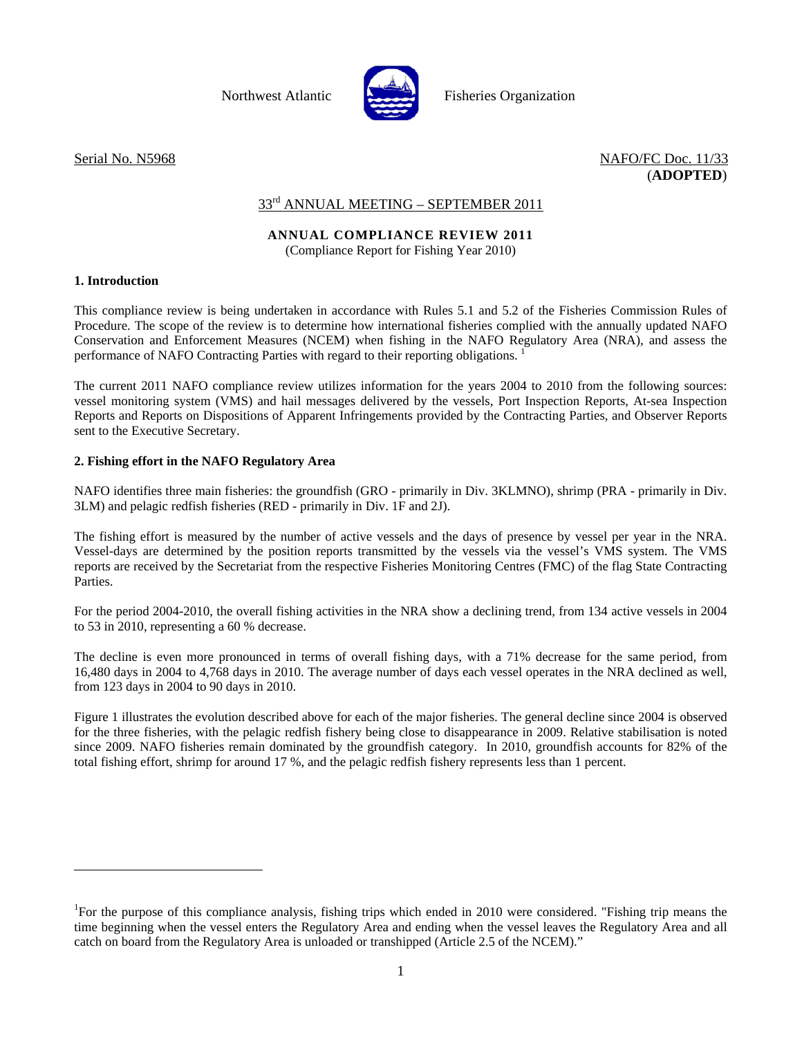Northwest Atlantic Fisheries Organization

Serial No. N5968

NAFO/FC Doc. 11/33
(**ADOPTED**)

## 33rd ANNUAL MEETING – SEPTEMBER 2011

# ANNUAL COMPLIANCE REVIEW 2011

(Compliance Report for Fishing Year 2010)

### 1. Introduction

This compliance review is being undertaken in accordance with Rules 5.1 and 5.2 of the Fisheries Commission Rules of Procedure. The scope of the review is to determine how international fisheries complied with the annually updated NAFO Conservation and Enforcement Measures (NCEM) when fishing in the NAFO Regulatory Area (NRA), and assess the performance of NAFO Contracting Parties with regard to their reporting obligations. [1]

The current 2011 NAFO compliance review utilizes information for the years 2004 to 2010 from the following sources: vessel monitoring system (VMS) and hail messages delivered by the vessels, Port Inspection Reports, At-sea Inspection Reports and Reports on Dispositions of Apparent Infringements provided by the Contracting Parties, and Observer Reports sent to the Executive Secretary.

### 2. Fishing effort in the NAFO Regulatory Area

NAFO identifies three main fisheries: the groundfish (GRO - primarily in Div. 3KLMNO), shrimp (PRA - primarily in Div. 3LM) and pelagic redfish fisheries (RED - primarily in Div. 1F and 2J).

The fishing effort is measured by the number of active vessels and the days of presence by vessel per year in the NRA. Vessel-days are determined by the position reports transmitted by the vessels via the vessel's VMS system. The VMS reports are received by the Secretariat from the respective Fisheries Monitoring Centres (FMC) of the flag State Contracting Parties.

For the period 2004-2010, the overall fishing activities in the NRA show a declining trend, from 134 active vessels in 2004 to 53 in 2010, representing a 60 % decrease.

The decline is even more pronounced in terms of overall fishing days, with a 71% decrease for the same period, from 16,480 days in 2004 to 4,768 days in 2010. The average number of days each vessel operates in the NRA declined as well, from 123 days in 2004 to 90 days in 2010.

Figure 1 illustrates the evolution described above for each of the major fisheries. The general decline since 2004 is observed for the three fisheries, with the pelagic redfish fishery being close to disappearance in 2009. Relative stabilisation is noted since 2009. NAFO fisheries remain dominated by the groundfish category. In 2010, groundfish accounts for 82% of the total fishing effort, shrimp for around 17 %, and the pelagic redfish fishery represents less than 1 percent.

---

[1] For the purpose of this compliance analysis, fishing trips which ended in 2010 were considered. "Fishing trip means the time beginning when the vessel enters the Regulatory Area and ending when the vessel leaves the Regulatory Area and all catch on board from the Regulatory Area is unloaded or transhipped (Article 2.5 of the NCEM)."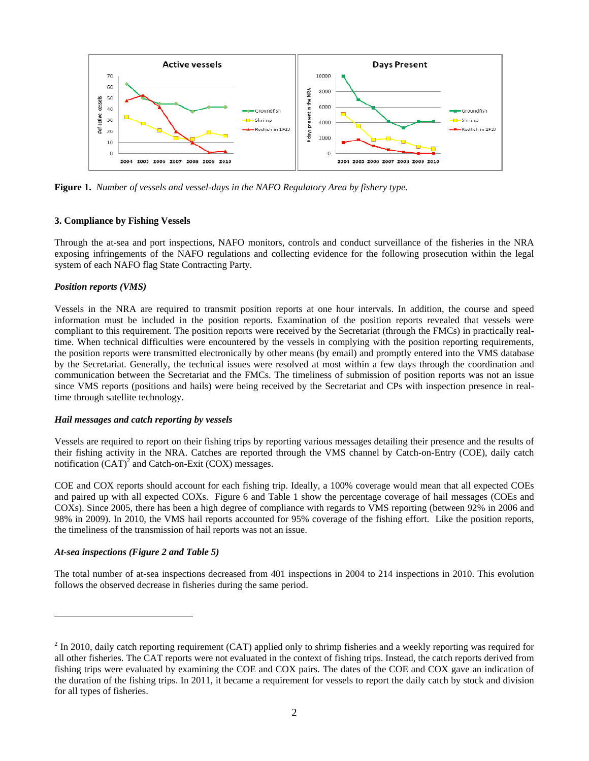**Figure 1.** *Number of vessels and vessel-days in the NAFO Regulatory Area by fishery type.*

### 3. Compliance by Fishing Vessels

Through the at-sea and port inspections, NAFO monitors, controls and conduct surveillance of the fisheries in the NRA exposing infringements of the NAFO regulations and collecting evidence for the following prosecution within the legal system of each NAFO flag State Contracting Party.

#### *Position reports (VMS)*

Vessels in the NRA are required to transmit position reports at one hour intervals. In addition, the course and speed information must be included in the position reports. Examination of the position reports revealed that vessels were compliant to this requirement. The position reports were received by the Secretariat (through the FMCs) in practically real-time. When technical difficulties were encountered by the vessels in complying with the position reporting requirements, the position reports were transmitted electronically by other means (by email) and promptly entered into the VMS database by the Secretariat. Generally, the technical issues were resolved at most within a few days through the coordination and communication between the Secretariat and the FMCs. The timeliness of submission of position reports was not an issue since VMS reports (positions and hails) were being received by the Secretariat and CPs with inspection presence in real-time through satellite technology.

#### *Hail messages and catch reporting by vessels*

Vessels are required to report on their fishing trips by reporting various messages detailing their presence and the results of their fishing activity in the NRA. Catches are reported through the VMS channel by Catch-on-Entry (COE), daily catch notification (CAT)[2] and Catch-on-Exit (COX) messages.

COE and COX reports should account for each fishing trip. Ideally, a 100% coverage would mean that all expected COEs and paired up with all expected COXs. Figure 6 and Table 1 show the percentage coverage of hail messages (COEs and COXs). Since 2005, there has been a high degree of compliance with regards to VMS reporting (between 92% in 2006 and 98% in 2009). In 2010, the VMS hail reports accounted for 95% coverage of the fishing effort. Like the position reports, the timeliness of the transmission of hail reports was not an issue.

#### *At-sea inspections (Figure 2 and Table 5)*

The total number of at-sea inspections decreased from 401 inspections in 2004 to 214 inspections in 2010. This evolution follows the observed decrease in fisheries during the same period.

---

[2] In 2010, daily catch reporting requirement (CAT) applied only to shrimp fisheries and a weekly reporting was required for all other fisheries. The CAT reports were not evaluated in the context of fishing trips. Instead, the catch reports derived from fishing trips were evaluated by examining the COE and COX pairs. The dates of the COE and COX gave an indication of the duration of the fishing trips. In 2011, it became a requirement for vessels to report the daily catch by stock and division for all types of fisheries.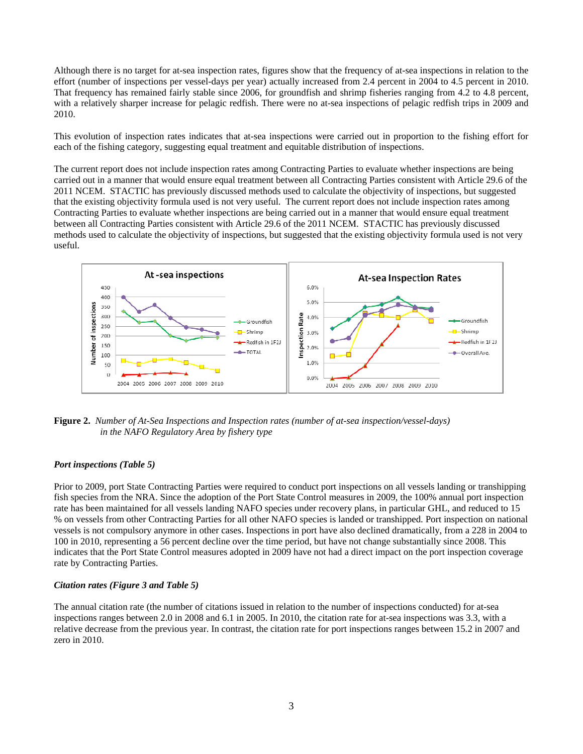Although there is no target for at-sea inspection rates, figures show that the frequency of at-sea inspections in relation to the effort (number of inspections per vessel-days per year) actually increased from 2.4 percent in 2004 to 4.5 percent in 2010. That frequency has remained fairly stable since 2006, for groundfish and shrimp fisheries ranging from 4.2 to 4.8 percent, with a relatively sharper increase for pelagic redfish. There were no at-sea inspections of pelagic redfish trips in 2009 and 2010.

This evolution of inspection rates indicates that at-sea inspections were carried out in proportion to the fishing effort for each of the fishing category, suggesting equal treatment and equitable distribution of inspections.

The current report does not include inspection rates among Contracting Parties to evaluate whether inspections are being carried out in a manner that would ensure equal treatment between all Contracting Parties consistent with Article 29.6 of the 2011 NCEM. STACTIC has previously discussed methods used to calculate the objectivity of inspections, but suggested that the existing objectivity formula used is not very useful. The current report does not include inspection rates among Contracting Parties to evaluate whether inspections are being carried out in a manner that would ensure equal treatment between all Contracting Parties consistent with Article 29.6 of the 2011 NCEM. STACTIC has previously discussed methods used to calculate the objectivity of inspections, but suggested that the existing objectivity formula used is not very useful.

**Figure 2.** *Number of At-Sea Inspections and Inspection rates (number of at-sea inspection/vessel-days) in the NAFO Regulatory Area by fishery type*

### *Port inspections (Table 5)*

Prior to 2009, port State Contracting Parties were required to conduct port inspections on all vessels landing or transhipping fish species from the NRA. Since the adoption of the Port State Control measures in 2009, the 100% annual port inspection rate has been maintained for all vessels landing NAFO species under recovery plans, in particular GHL, and reduced to 15 % on vessels from other Contracting Parties for all other NAFO species is landed or transhipped. Port inspection on national vessels is not compulsory anymore in other cases. Inspections in port have also declined dramatically, from a 228 in 2004 to 100 in 2010, representing a 56 percent decline over the time period, but have not change substantially since 2008. This indicates that the Port State Control measures adopted in 2009 have not had a direct impact on the port inspection coverage rate by Contracting Parties.

### *Citation rates (Figure 3 and Table 5)*

The annual citation rate (the number of citations issued in relation to the number of inspections conducted) for at-sea inspections ranges between 2.0 in 2008 and 6.1 in 2005. In 2010, the citation rate for at-sea inspections was 3.3, with a relative decrease from the previous year. In contrast, the citation rate for port inspections ranges between 15.2 in 2007 and zero in 2010.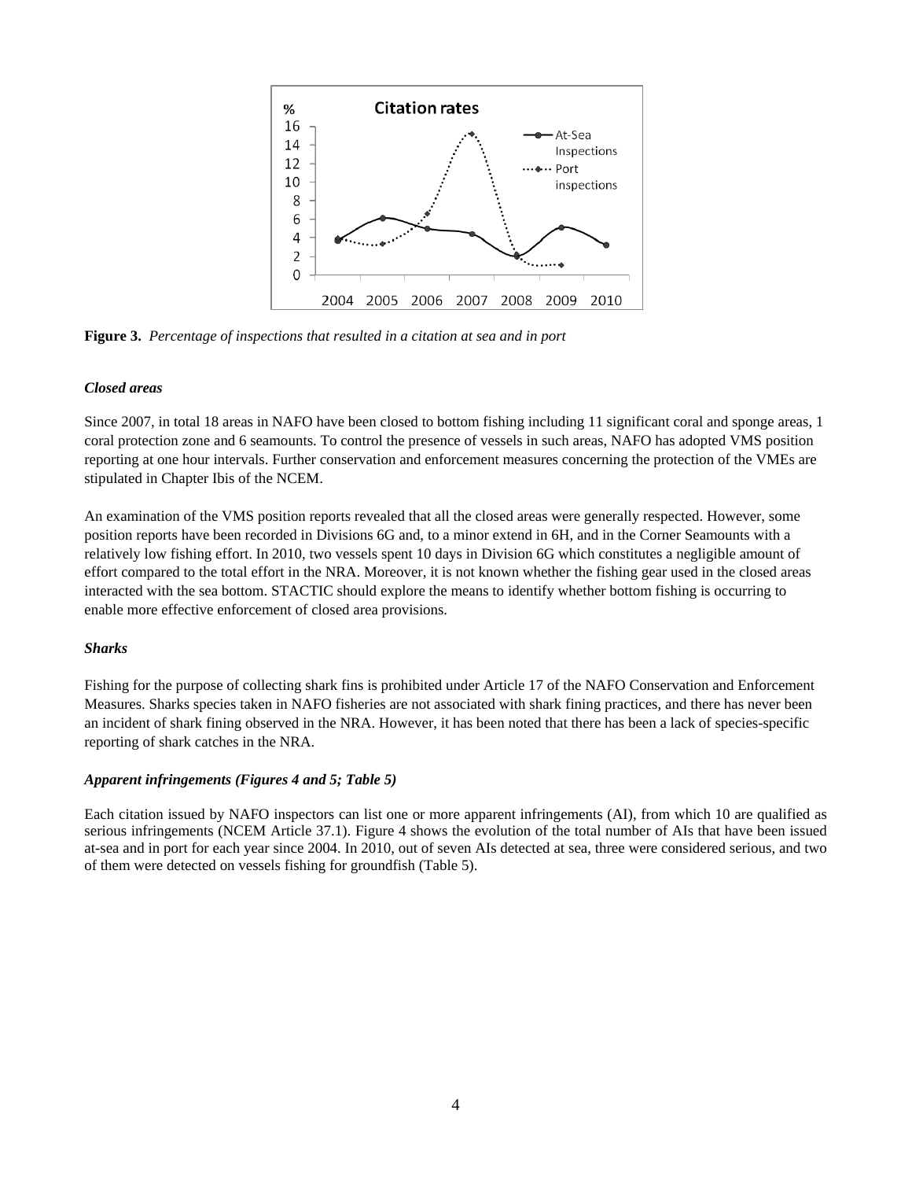**Figure 3.** *Percentage of inspections that resulted in a citation at sea and in port*

### *Closed areas*

Since 2007, in total 18 areas in NAFO have been closed to bottom fishing including 11 significant coral and sponge areas, 1 coral protection zone and 6 seamounts. To control the presence of vessels in such areas, NAFO has adopted VMS position reporting at one hour intervals. Further conservation and enforcement measures concerning the protection of the VMEs are stipulated in Chapter Ibis of the NCEM.

An examination of the VMS position reports revealed that all the closed areas were generally respected. However, some position reports have been recorded in Divisions 6G and, to a minor extend in 6H, and in the Corner Seamounts with a relatively low fishing effort. In 2010, two vessels spent 10 days in Division 6G which constitutes a negligible amount of effort compared to the total effort in the NRA. Moreover, it is not known whether the fishing gear used in the closed areas interacted with the sea bottom. STACTIC should explore the means to identify whether bottom fishing is occurring to enable more effective enforcement of closed area provisions.

### *Sharks*

Fishing for the purpose of collecting shark fins is prohibited under Article 17 of the NAFO Conservation and Enforcement Measures. Sharks species taken in NAFO fisheries are not associated with shark fining practices, and there has never been an incident of shark fining observed in the NRA. However, it has been noted that there has been a lack of species-specific reporting of shark catches in the NRA.

### *Apparent infringements (Figures 4 and 5; Table 5)*

Each citation issued by NAFO inspectors can list one or more apparent infringements (AI), from which 10 are qualified as serious infringements (NCEM Article 37.1). Figure 4 shows the evolution of the total number of AIs that have been issued at-sea and in port for each year since 2004. In 2010, out of seven AIs detected at sea, three were considered serious, and two of them were detected on vessels fishing for groundfish (Table 5).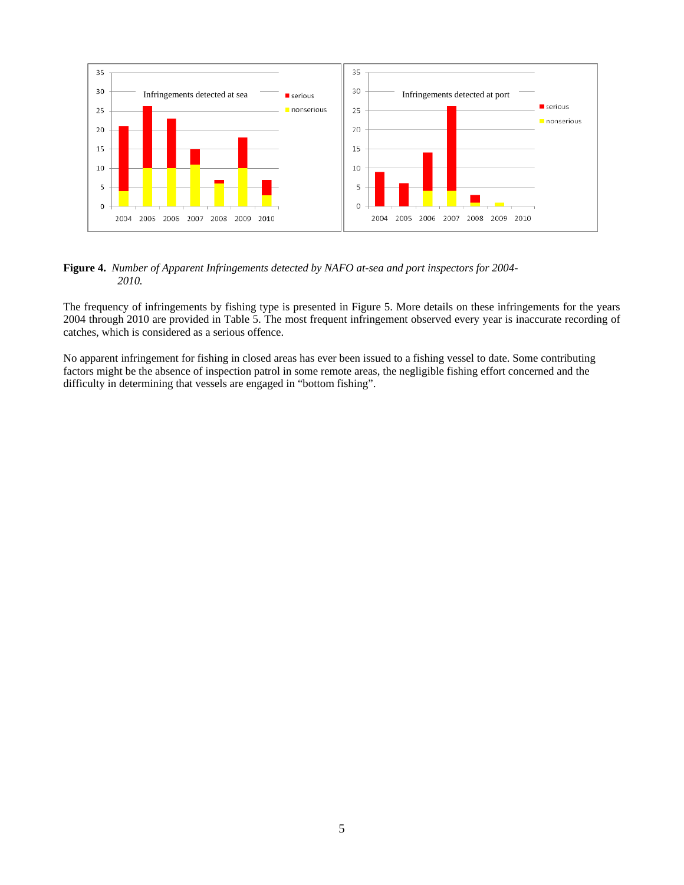**Figure 4.** *Number of Apparent Infringements detected by NAFO at-sea and port inspectors for 2004-2010.*

The frequency of infringements by fishing type is presented in Figure 5. More details on these infringements for the years 2004 through 2010 are provided in Table 5. The most frequent infringement observed every year is inaccurate recording of catches, which is considered as a serious offence.

No apparent infringement for fishing in closed areas has ever been issued to a fishing vessel to date. Some contributing factors might be the absence of inspection patrol in some remote areas, the negligible fishing effort concerned and the difficulty in determining that vessels are engaged in "bottom fishing".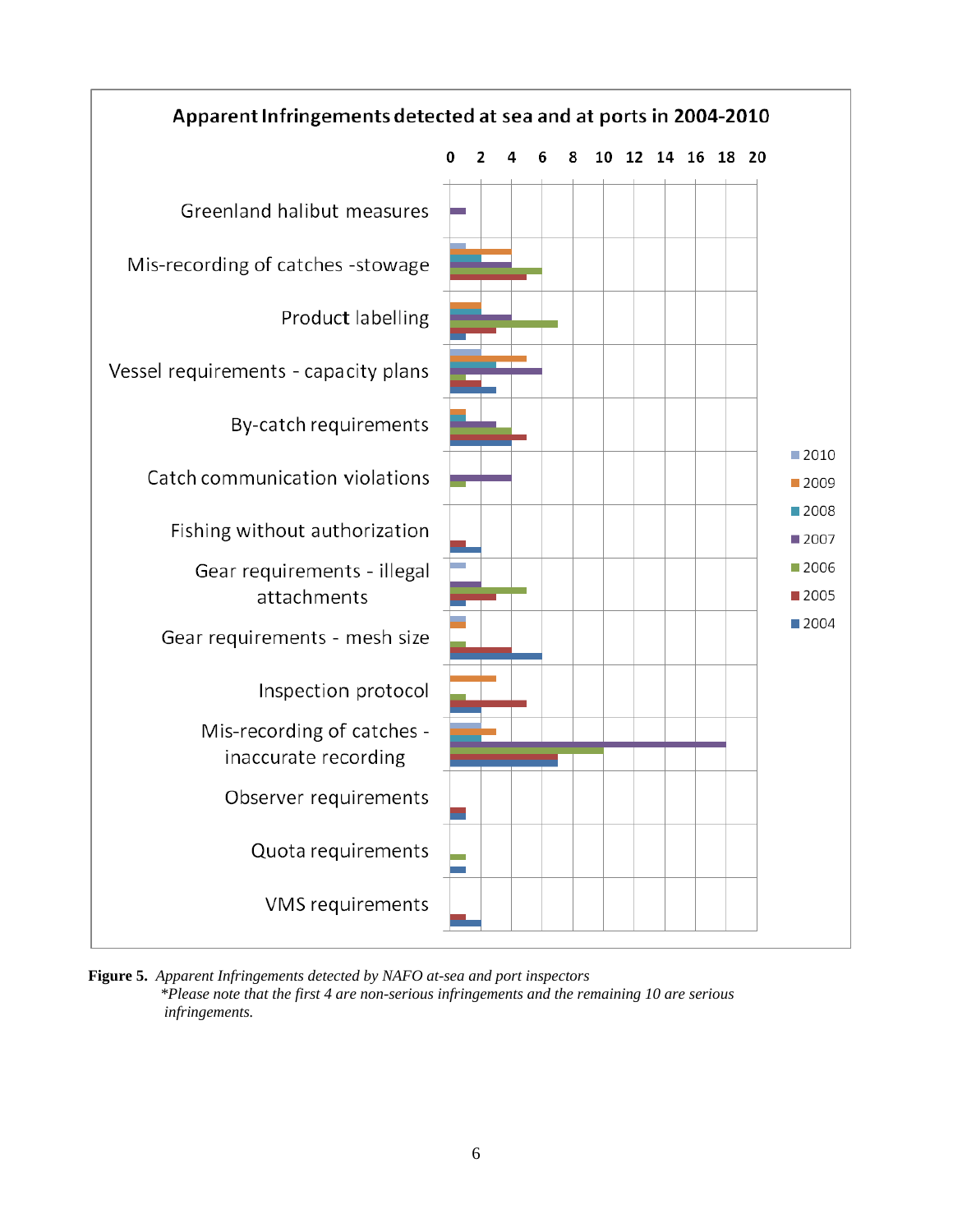**Figure 5.** *Apparent Infringements detected by NAFO at-sea and port inspectors*
*\*Please note that the first 4 are non-serious infringements and the remaining 10 are serious infringements.*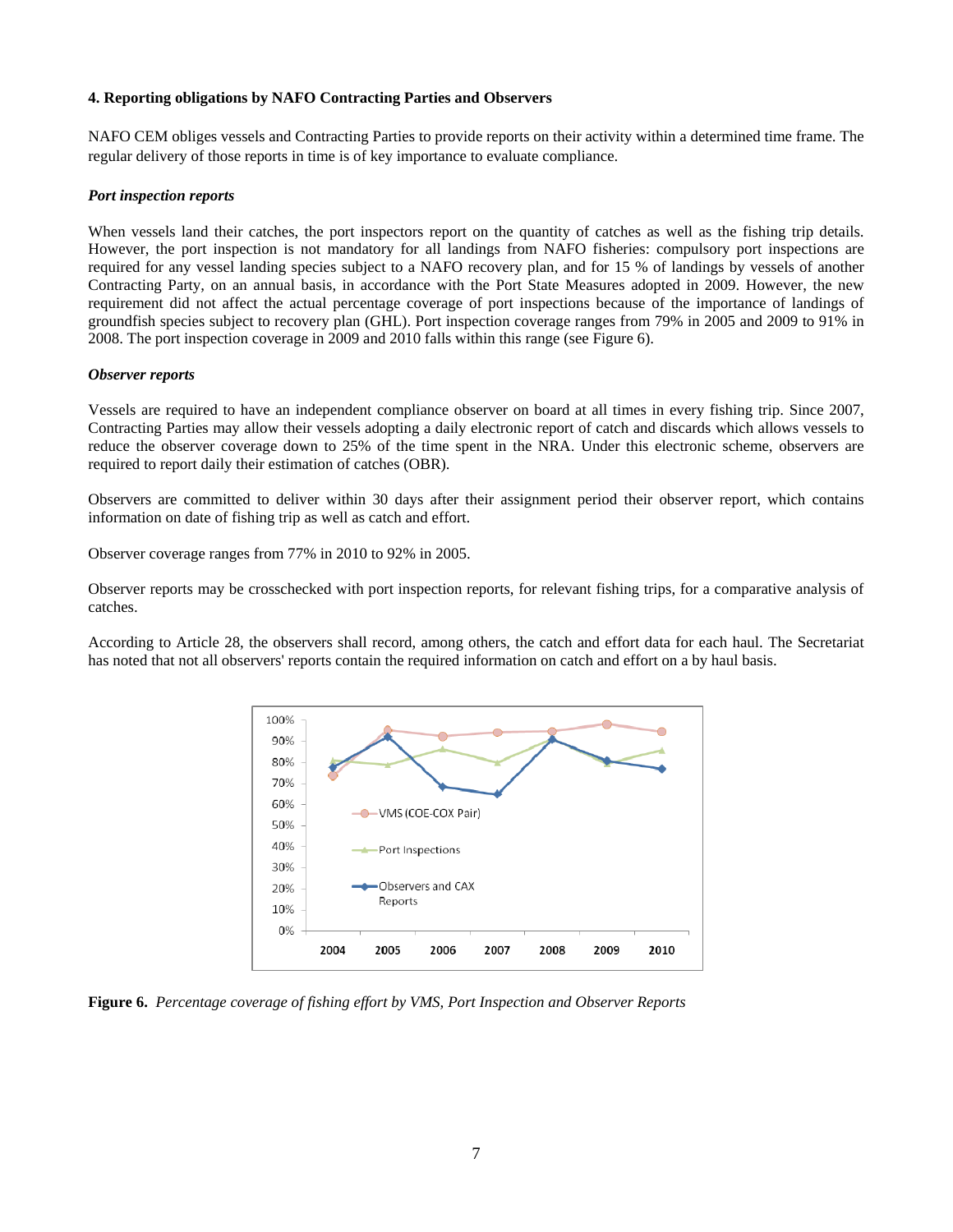**4. Reporting obligations by NAFO Contracting Parties and Observers**

NAFO CEM obliges vessels and Contracting Parties to provide reports on their activity within a determined time frame. The regular delivery of those reports in time is of key importance to evaluate compliance.

***Port inspection reports***

When vessels land their catches, the port inspectors report on the quantity of catches as well as the fishing trip details. However, the port inspection is not mandatory for all landings from NAFO fisheries: compulsory port inspections are required for any vessel landing species subject to a NAFO recovery plan, and for 15 % of landings by vessels of another Contracting Party, on an annual basis, in accordance with the Port State Measures adopted in 2009. However, the new requirement did not affect the actual percentage coverage of port inspections because of the importance of landings of groundfish species subject to recovery plan (GHL). Port inspection coverage ranges from 79% in 2005 and 2009 to 91% in 2008. The port inspection coverage in 2009 and 2010 falls within this range (see Figure 6).

***Observer reports***

Vessels are required to have an independent compliance observer on board at all times in every fishing trip. Since 2007, Contracting Parties may allow their vessels adopting a daily electronic report of catch and discards which allows vessels to reduce the observer coverage down to 25% of the time spent in the NRA. Under this electronic scheme, observers are required to report daily their estimation of catches (OBR).

Observers are committed to deliver within 30 days after their assignment period their observer report, which contains information on date of fishing trip as well as catch and effort.

Observer coverage ranges from 77% in 2010 to 92% in 2005.

Observer reports may be crosschecked with port inspection reports, for relevant fishing trips, for a comparative analysis of catches.

According to Article 28, the observers shall record, among others, the catch and effort data for each haul. The Secretariat has noted that not all observers' reports contain the required information on catch and effort on a by haul basis.

**Figure 6.** *Percentage coverage of fishing effort by VMS, Port Inspection and Observer Reports*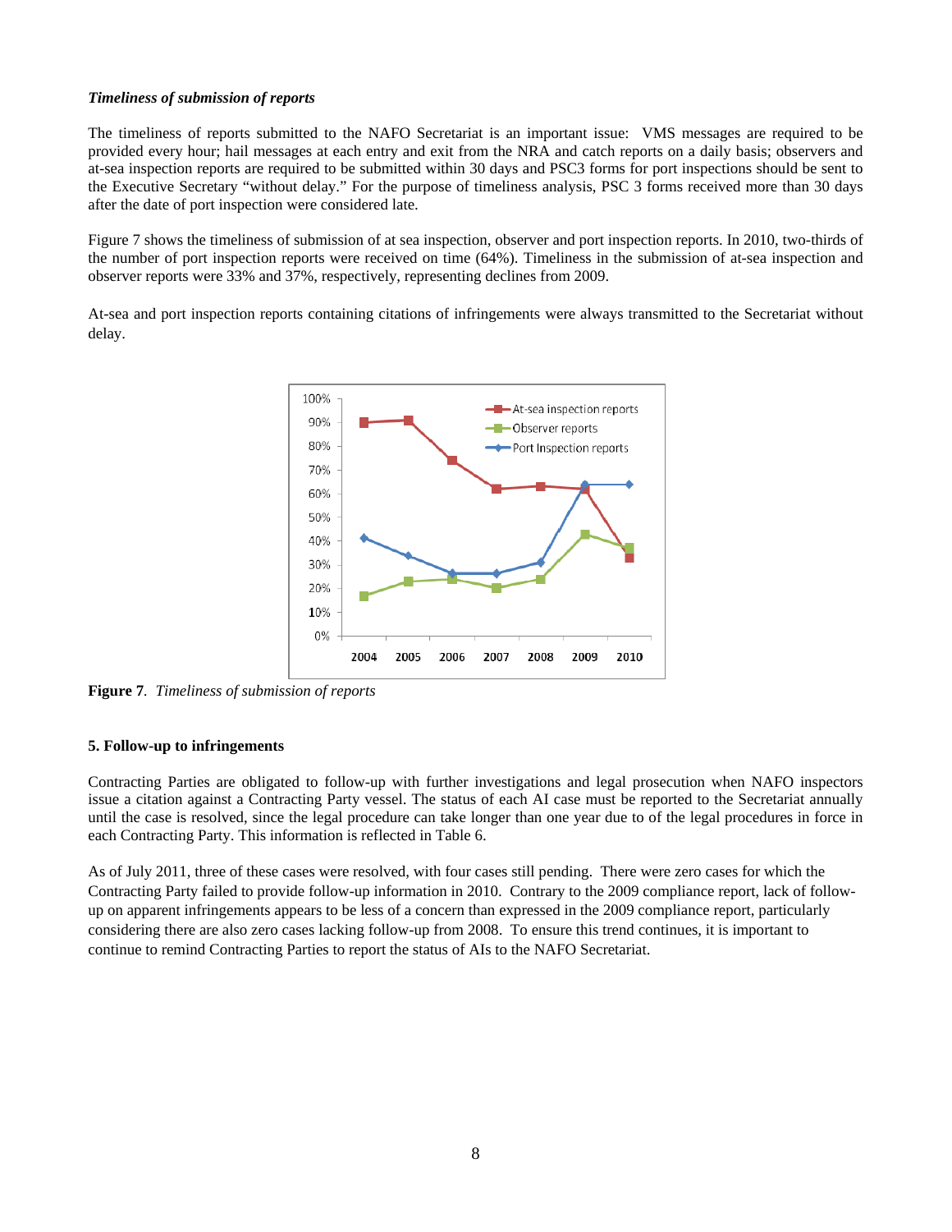***Timeliness of submission of reports***

The timeliness of reports submitted to the NAFO Secretariat is an important issue: VMS messages are required to be provided every hour; hail messages at each entry and exit from the NRA and catch reports on a daily basis; observers and at-sea inspection reports are required to be submitted within 30 days and PSC3 forms for port inspections should be sent to the Executive Secretary "without delay." For the purpose of timeliness analysis, PSC 3 forms received more than 30 days after the date of port inspection were considered late.

Figure 7 shows the timeliness of submission of at sea inspection, observer and port inspection reports. In 2010, two-thirds of the number of port inspection reports were received on time (64%). Timeliness in the submission of at-sea inspection and observer reports were 33% and 37%, respectively, representing declines from 2009.

At-sea and port inspection reports containing citations of infringements were always transmitted to the Secretariat without delay.

**Figure 7**. *Timeliness of submission of reports*

### 5. Follow-up to infringements

Contracting Parties are obligated to follow-up with further investigations and legal prosecution when NAFO inspectors issue a citation against a Contracting Party vessel. The status of each AI case must be reported to the Secretariat annually until the case is resolved, since the legal procedure can take longer than one year due to of the legal procedures in force in each Contracting Party. This information is reflected in Table 6.

As of July 2011, three of these cases were resolved, with four cases still pending. There were zero cases for which the Contracting Party failed to provide follow-up information in 2010. Contrary to the 2009 compliance report, lack of follow-up on apparent infringements appears to be less of a concern than expressed in the 2009 compliance report, particularly considering there are also zero cases lacking follow-up from 2008. To ensure this trend continues, it is important to continue to remind Contracting Parties to report the status of AIs to the NAFO Secretariat.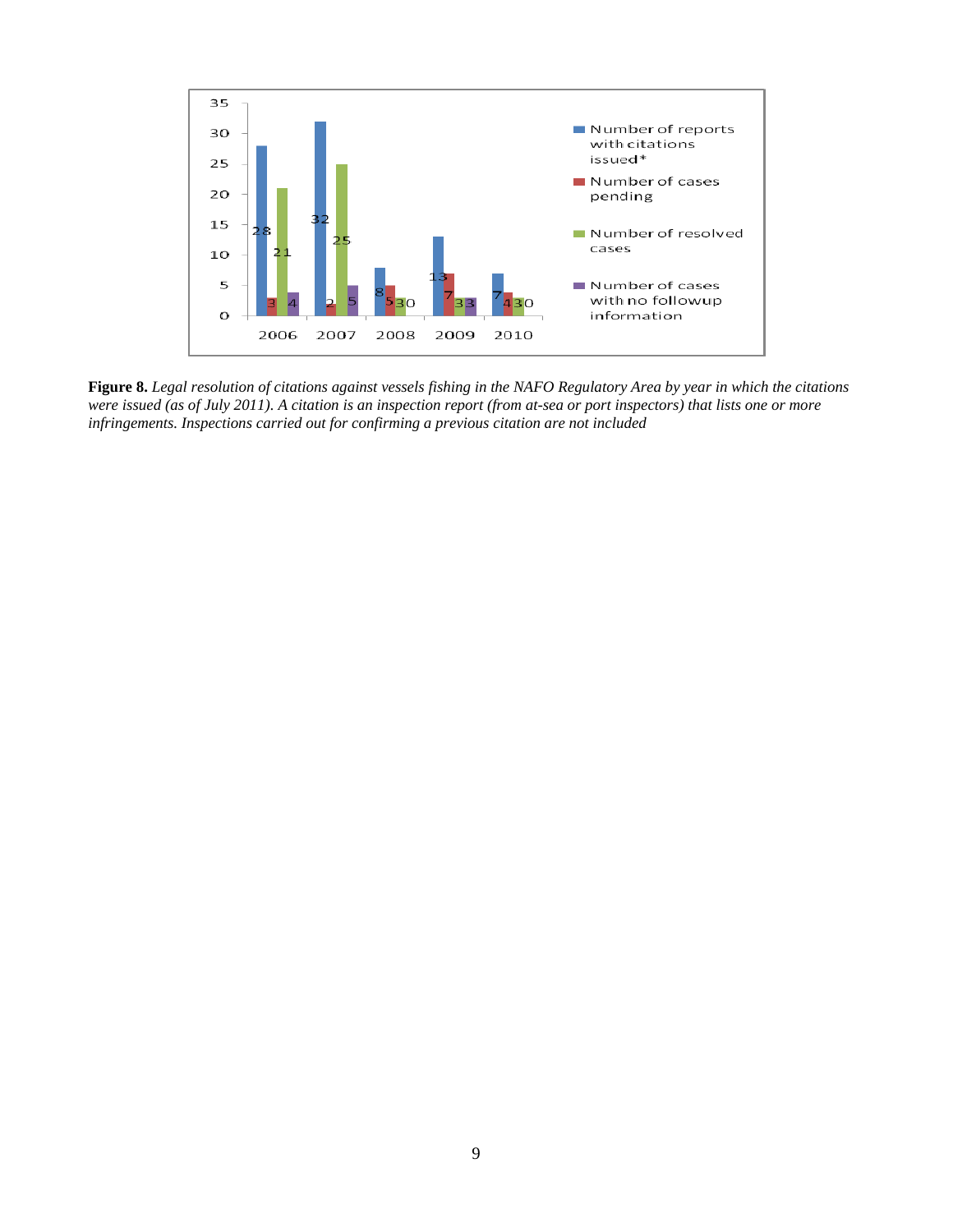| Year | Number of reports with citations issued* | Number of cases pending | Number of resolved cases | Number of cases with no followup information |
|---|---|---|---|---|
| 2006 | 28 | 3 | 21 | 4 |
| 2007 | 32 | 2 | 25 | 5 |
| 2008 | 8 | 5 | 3 | 0 |
| 2009 | 13 | 7 | 3 | 3 |
| 2010 | 7 | 4 | 3 | 0 |

**Figure 8.** *Legal resolution of citations against vessels fishing in the NAFO Regulatory Area by year in which the citations were issued (as of July 2011). A citation is an inspection report (from at-sea or port inspectors) that lists one or more infringements. Inspections carried out for confirming a previous citation are not included*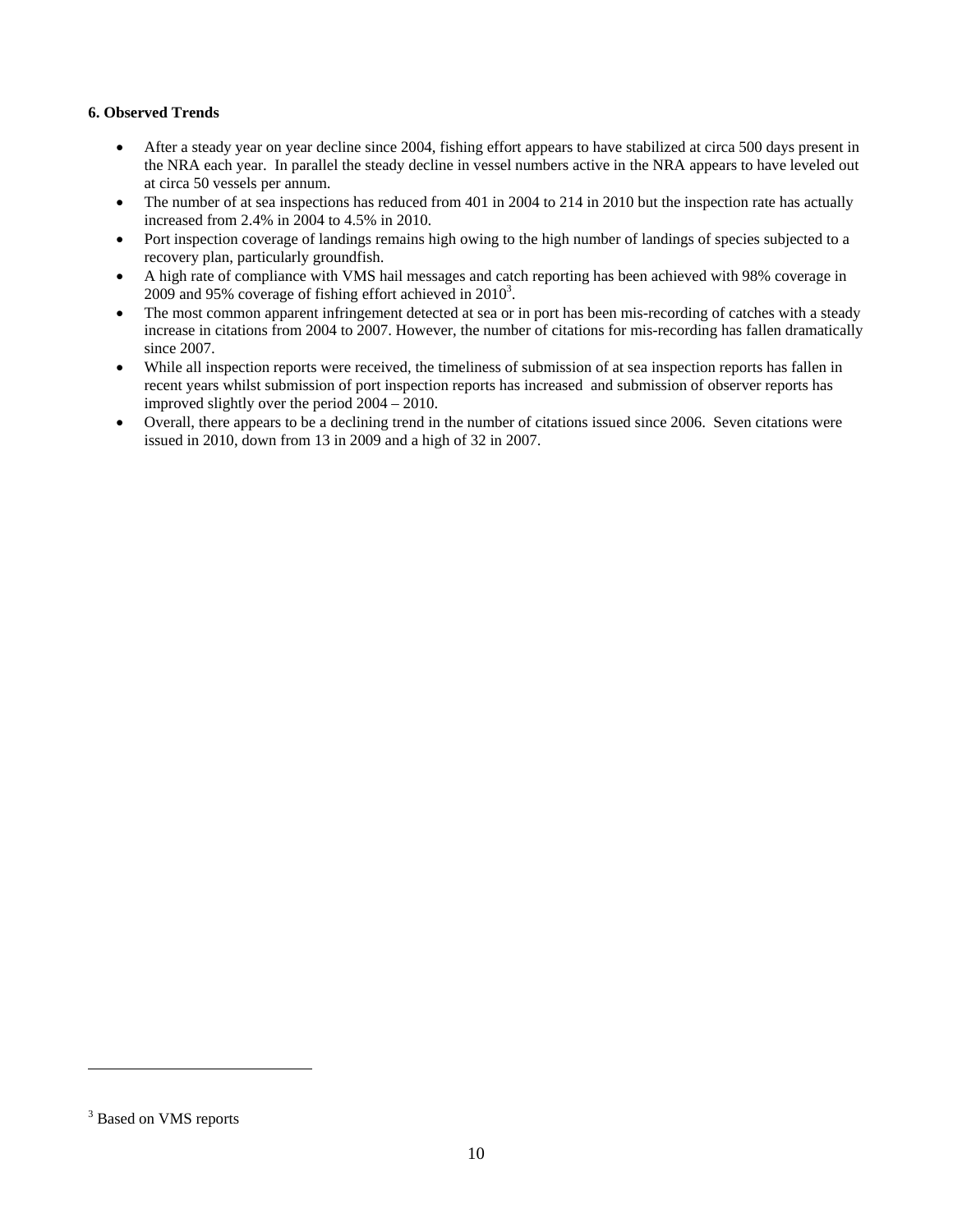**6. Observed Trends**

- After a steady year on year decline since 2004, fishing effort appears to have stabilized at circa 500 days present in the NRA each year. In parallel the steady decline in vessel numbers active in the NRA appears to have leveled out at circa 50 vessels per annum.
- The number of at sea inspections has reduced from 401 in 2004 to 214 in 2010 but the inspection rate has actually increased from 2.4% in 2004 to 4.5% in 2010.
- Port inspection coverage of landings remains high owing to the high number of landings of species subjected to a recovery plan, particularly groundfish.
- A high rate of compliance with VMS hail messages and catch reporting has been achieved with 98% coverage in 2009 and 95% coverage of fishing effort achieved in 2010[3].
- The most common apparent infringement detected at sea or in port has been mis-recording of catches with a steady increase in citations from 2004 to 2007. However, the number of citations for mis-recording has fallen dramatically since 2007.
- While all inspection reports were received, the timeliness of submission of at sea inspection reports has fallen in recent years whilst submission of port inspection reports has increased and submission of observer reports has improved slightly over the period 2004 – 2010.
- Overall, there appears to be a declining trend in the number of citations issued since 2006. Seven citations were issued in 2010, down from 13 in 2009 and a high of 32 in 2007.

---

[3] Based on VMS reports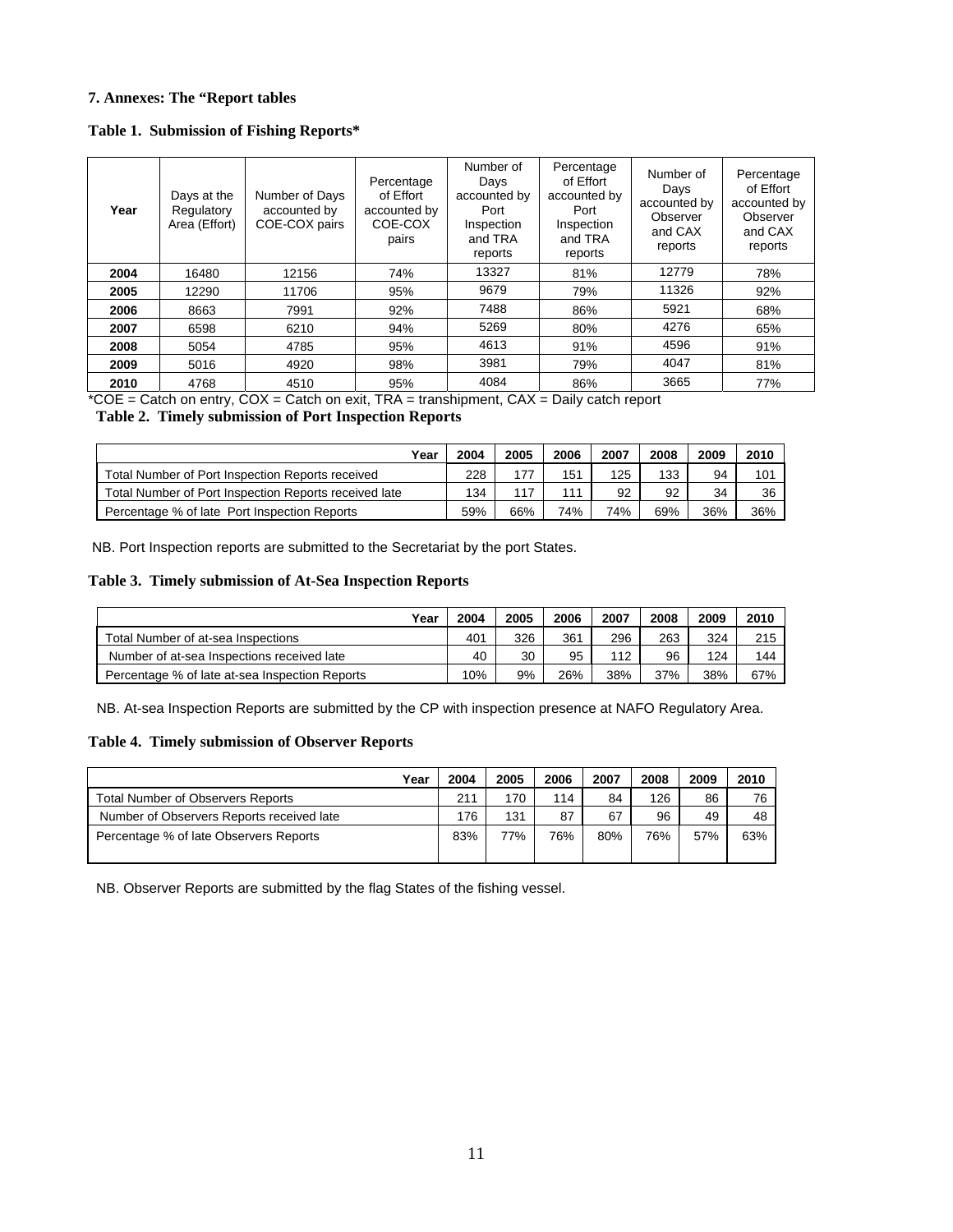### 7. Annexes: The "Report tables

**Table 1. Submission of Fishing Reports***

| Year | Days at the Regulatory Area (Effort) | Number of Days accounted by COE-COX pairs | Percentage of Effort accounted by COE-COX pairs | Number of Days accounted by Port Inspection and TRA reports | Percentage of Effort accounted by Port Inspection and TRA reports | Number of Days accounted by Observer and CAX reports | Percentage of Effort accounted by Observer and CAX reports |
|---|---|---|---|---|---|---|---|
| **2004** | 16480 | 12156 | 74% | 13327 | 81% | 12779 | 78% |
| **2005** | 12290 | 11706 | 95% | 9679 | 79% | 11326 | 92% |
| **2006** | 8663 | 7991 | 92% | 7488 | 86% | 5921 | 68% |
| **2007** | 6598 | 6210 | 94% | 5269 | 80% | 4276 | 65% |
| **2008** | 5054 | 4785 | 95% | 4613 | 91% | 4596 | 91% |
| **2009** | 5016 | 4920 | 98% | 3981 | 79% | 4047 | 81% |
| **2010** | 4768 | 4510 | 95% | 4084 | 86% | 3665 | 77% |

*COE = Catch on entry, COX = Catch on exit, TRA = transhipment, CAX = Daily catch report

**Table 2. Timely submission of Port Inspection Reports**

| Year | 2004 | 2005 | 2006 | 2007 | 2008 | 2009 | 2010 |
|---|---|---|---|---|---|---|---|
| Total Number of Port Inspection Reports received | 228 | 177 | 151 | 125 | 133 | 94 | 101 |
| Total Number of Port Inspection Reports received late | 134 | 117 | 111 | 92 | 92 | 34 | 36 |
| Percentage % of late Port Inspection Reports | 59% | 66% | 74% | 74% | 69% | 36% | 36% |

NB. Port Inspection reports are submitted to the Secretariat by the port States.

**Table 3. Timely submission of At-Sea Inspection Reports**

| Year | 2004 | 2005 | 2006 | 2007 | 2008 | 2009 | 2010 |
|---|---|---|---|---|---|---|---|
| Total Number of at-sea Inspections | 401 | 326 | 361 | 296 | 263 | 324 | 215 |
| Number of at-sea Inspections received late | 40 | 30 | 95 | 112 | 96 | 124 | 144 |
| Percentage % of late at-sea Inspection Reports | 10% | 9% | 26% | 38% | 37% | 38% | 67% |

NB. At-sea Inspection Reports are submitted by the CP with inspection presence at NAFO Regulatory Area.

**Table 4. Timely submission of Observer Reports**

| Year | 2004 | 2005 | 2006 | 2007 | 2008 | 2009 | 2010 |
|---|---|---|---|---|---|---|---|
| Total Number of Observers Reports | 211 | 170 | 114 | 84 | 126 | 86 | 76 |
| Number of Observers Reports received late | 176 | 131 | 87 | 67 | 96 | 49 | 48 |
| Percentage % of late Observers Reports | 83% | 77% | 76% | 80% | 76% | 57% | 63% |

NB. Observer Reports are submitted by the flag States of the fishing vessel.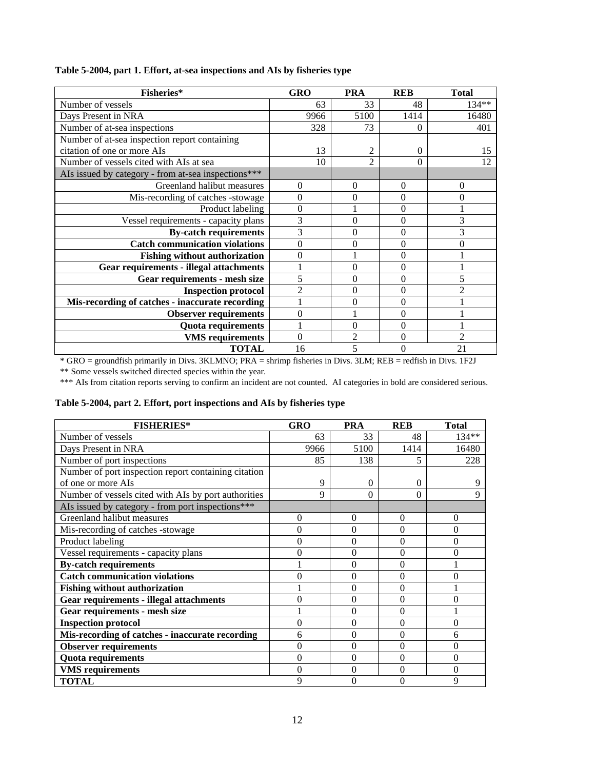**Table 5-2004, part 1. Effort, at-sea inspections and AIs by fisheries type**

| Fisheries* | GRO | PRA | REB | Total |
|---|---|---|---|---|
| Number of vessels | 63 | 33 | 48 | 134** |
| Days Present in NRA | 9966 | 5100 | 1414 | 16480 |
| Number of at-sea inspections | 328 | 73 | 0 | 401 |
| Number of at-sea inspection report containing citation of one or more AIs | 13 | 2 | 0 | 15 |
| Number of vessels cited with AIs at sea | 10 | 2 | 0 | 12 |
| AIs issued by category - from at-sea inspections*** | | | | |
| Greenland halibut measures | 0 | 0 | 0 | 0 |
| Mis-recording of catches -stowage | 0 | 0 | 0 | 0 |
| Product labeling | 0 | 1 | 0 | 1 |
| Vessel requirements - capacity plans | 3 | 0 | 0 | 3 |
| **By-catch requirements** | 3 | 0 | 0 | 3 |
| **Catch communication violations** | 0 | 0 | 0 | 0 |
| **Fishing without authorization** | 0 | 1 | 0 | 1 |
| **Gear requirements - illegal attachments** | 1 | 0 | 0 | 1 |
| **Gear requirements - mesh size** | 5 | 0 | 0 | 5 |
| **Inspection protocol** | 2 | 0 | 0 | 2 |
| **Mis-recording of catches - inaccurate recording** | 1 | 0 | 0 | 1 |
| **Observer requirements** | 0 | 1 | 0 | 1 |
| **Quota requirements** | 1 | 0 | 0 | 1 |
| **VMS requirements** | 0 | 2 | 0 | 2 |
| **TOTAL** | 16 | 5 | 0 | 21 |

* GRO = groundfish primarily in Divs. 3KLMNO; PRA = shrimp fisheries in Divs. 3LM; REB = redfish in Divs. 1F2J

** Some vessels switched directed species within the year.

*** AIs from citation reports serving to confirm an incident are not counted. AI categories in bold are considered serious.

**Table 5-2004, part 2. Effort, port inspections and AIs by fisheries type**

| FISHERIES* | GRO | PRA | REB | Total |
|---|---|---|---|---|
| Number of vessels | 63 | 33 | 48 | 134** |
| Days Present in NRA | 9966 | 5100 | 1414 | 16480 |
| Number of port inspections | 85 | 138 | 5 | 228 |
| Number of port inspection report containing citation of one or more AIs | 9 | 0 | 0 | 9 |
| Number of vessels cited with AIs by port authorities | 9 | 0 | 0 | 9 |
| AIs issued by category - from port inspections*** | | | | |
| Greenland halibut measures | 0 | 0 | 0 | 0 |
| Mis-recording of catches -stowage | 0 | 0 | 0 | 0 |
| Product labeling | 0 | 0 | 0 | 0 |
| Vessel requirements - capacity plans | 0 | 0 | 0 | 0 |
| **By-catch requirements** | 1 | 0 | 0 | 1 |
| **Catch communication violations** | 0 | 0 | 0 | 0 |
| **Fishing without authorization** | 1 | 0 | 0 | 1 |
| **Gear requirements - illegal attachments** | 0 | 0 | 0 | 0 |
| **Gear requirements - mesh size** | 1 | 0 | 0 | 1 |
| **Inspection protocol** | 0 | 0 | 0 | 0 |
| **Mis-recording of catches - inaccurate recording** | 6 | 0 | 0 | 6 |
| **Observer requirements** | 0 | 0 | 0 | 0 |
| **Quota requirements** | 0 | 0 | 0 | 0 |
| **VMS requirements** | 0 | 0 | 0 | 0 |
| **TOTAL** | 9 | 0 | 0 | 9 |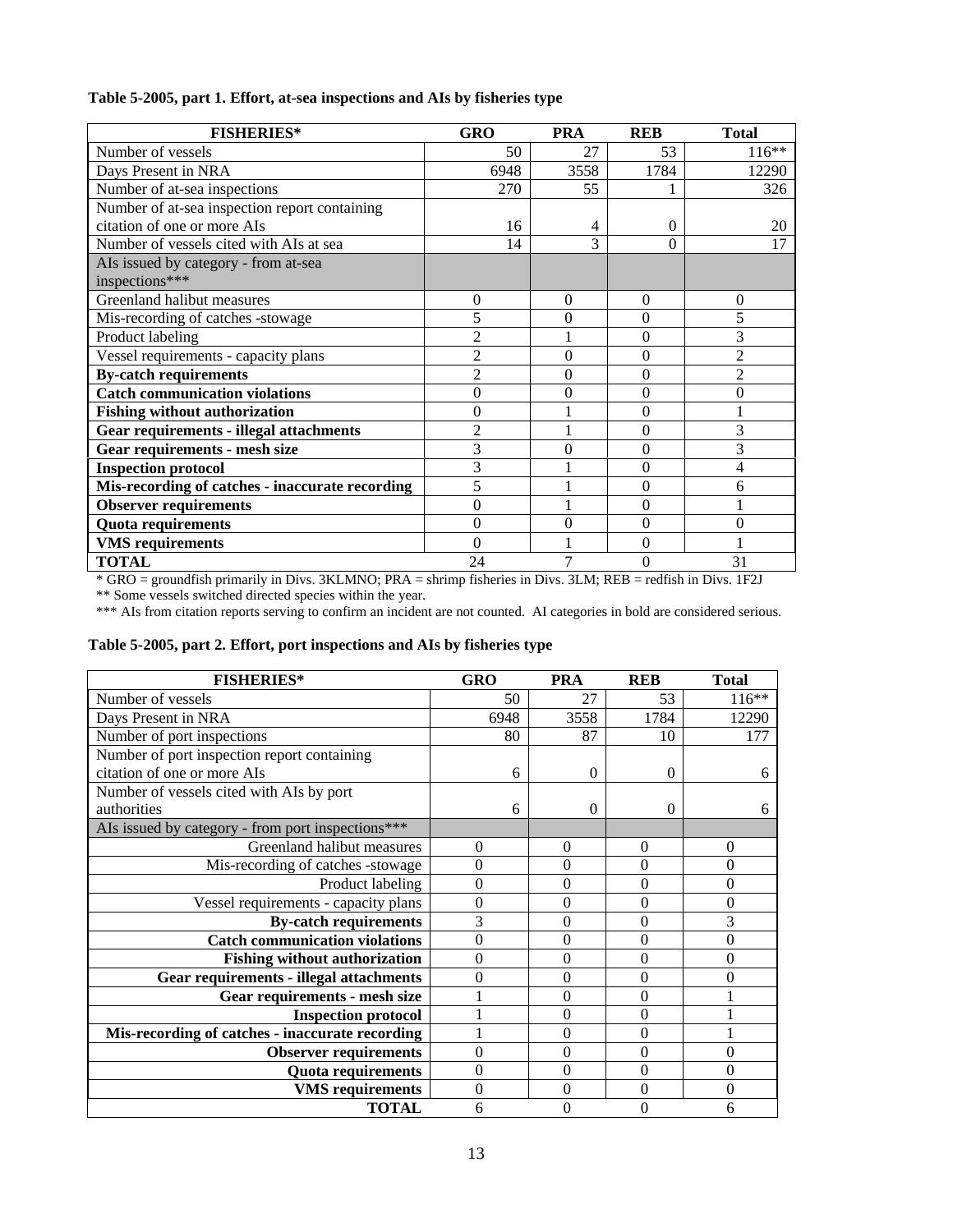**Table 5-2005, part 1. Effort, at-sea inspections and AIs by fisheries type**

| FISHERIES* | GRO | PRA | REB | Total |
|---|---|---|---|---|
| Number of vessels | 50 | 27 | 53 | 116** |
| Days Present in NRA | 6948 | 3558 | 1784 | 12290 |
| Number of at-sea inspections | 270 | 55 | 1 | 326 |
| Number of at-sea inspection report containing citation of one or more AIs | 16 | 4 | 0 | 20 |
| Number of vessels cited with AIs at sea | 14 | 3 | 0 | 17 |
| AIs issued by category - from at-sea inspections*** | | | | |
| Greenland halibut measures | 0 | 0 | 0 | 0 |
| Mis-recording of catches -stowage | 5 | 0 | 0 | 5 |
| Product labeling | 2 | 1 | 0 | 3 |
| Vessel requirements - capacity plans | 2 | 0 | 0 | 2 |
| **By-catch requirements** | 2 | 0 | 0 | 2 |
| **Catch communication violations** | 0 | 0 | 0 | 0 |
| **Fishing without authorization** | 0 | 1 | 0 | 1 |
| **Gear requirements - illegal attachments** | 2 | 1 | 0 | 3 |
| **Gear requirements - mesh size** | 3 | 0 | 0 | 3 |
| **Inspection protocol** | 3 | 1 | 0 | 4 |
| **Mis-recording of catches - inaccurate recording** | 5 | 1 | 0 | 6 |
| **Observer requirements** | 0 | 1 | 0 | 1 |
| **Quota requirements** | 0 | 0 | 0 | 0 |
| **VMS requirements** | 0 | 1 | 0 | 1 |
| **TOTAL** | 24 | 7 | 0 | 31 |

\* GRO = groundfish primarily in Divs. 3KLMNO; PRA = shrimp fisheries in Divs. 3LM; REB = redfish in Divs. 1F2J

** Some vessels switched directed species within the year.

*** AIs from citation reports serving to confirm an incident are not counted. AI categories in bold are considered serious.

**Table 5-2005, part 2. Effort, port inspections and AIs by fisheries type**

| FISHERIES* | GRO | PRA | REB | Total |
|---|---|---|---|---|
| Number of vessels | 50 | 27 | 53 | 116** |
| Days Present in NRA | 6948 | 3558 | 1784 | 12290 |
| Number of port inspections | 80 | 87 | 10 | 177 |
| Number of port inspection report containing citation of one or more AIs | 6 | 0 | 0 | 6 |
| Number of vessels cited with AIs by port authorities | 6 | 0 | 0 | 6 |
| AIs issued by category - from port inspections*** | | | | |
| Greenland halibut measures | 0 | 0 | 0 | 0 |
| Mis-recording of catches -stowage | 0 | 0 | 0 | 0 |
| Product labeling | 0 | 0 | 0 | 0 |
| Vessel requirements - capacity plans | 0 | 0 | 0 | 0 |
| **By-catch requirements** | 3 | 0 | 0 | 3 |
| **Catch communication violations** | 0 | 0 | 0 | 0 |
| **Fishing without authorization** | 0 | 0 | 0 | 0 |
| **Gear requirements - illegal attachments** | 0 | 0 | 0 | 0 |
| **Gear requirements - mesh size** | 1 | 0 | 0 | 1 |
| **Inspection protocol** | 1 | 0 | 0 | 1 |
| **Mis-recording of catches - inaccurate recording** | 1 | 0 | 0 | 1 |
| **Observer requirements** | 0 | 0 | 0 | 0 |
| **Quota requirements** | 0 | 0 | 0 | 0 |
| **VMS requirements** | 0 | 0 | 0 | 0 |
| **TOTAL** | 6 | 0 | 0 | 6 |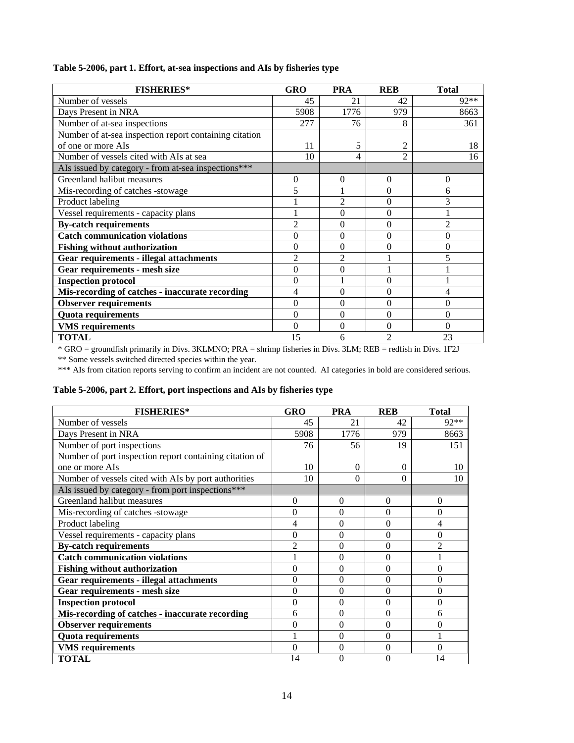**Table 5-2006, part 1. Effort, at-sea inspections and AIs by fisheries type**

| FISHERIES* | GRO | PRA | REB | Total |
|---|---|---|---|---|
| Number of vessels | 45 | 21 | 42 | 92** |
| Days Present in NRA | 5908 | 1776 | 979 | 8663 |
| Number of at-sea inspections | 277 | 76 | 8 | 361 |
| Number of at-sea inspection report containing citation of one or more AIs | 11 | 5 | 2 | 18 |
| Number of vessels cited with AIs at sea | 10 | 4 | 2 | 16 |
| AIs issued by category - from at-sea inspections*** | | | | |
| Greenland halibut measures | 0 | 0 | 0 | 0 |
| Mis-recording of catches -stowage | 5 | 1 | 0 | 6 |
| Product labeling | 1 | 2 | 0 | 3 |
| Vessel requirements - capacity plans | 1 | 0 | 0 | 1 |
| **By-catch requirements** | 2 | 0 | 0 | 2 |
| **Catch communication violations** | 0 | 0 | 0 | 0 |
| **Fishing without authorization** | 0 | 0 | 0 | 0 |
| **Gear requirements - illegal attachments** | 2 | 2 | 1 | 5 |
| **Gear requirements - mesh size** | 0 | 0 | 1 | 1 |
| **Inspection protocol** | 0 | 1 | 0 | 1 |
| **Mis-recording of catches - inaccurate recording** | 4 | 0 | 0 | 4 |
| **Observer requirements** | 0 | 0 | 0 | 0 |
| **Quota requirements** | 0 | 0 | 0 | 0 |
| **VMS requirements** | 0 | 0 | 0 | 0 |
| **TOTAL** | 15 | 6 | 2 | 23 |

\* GRO = groundfish primarily in Divs. 3KLMNO; PRA = shrimp fisheries in Divs. 3LM; REB = redfish in Divs. 1F2J

\*\* Some vessels switched directed species within the year.

\*\*\* AIs from citation reports serving to confirm an incident are not counted. AI categories in bold are considered serious.

**Table 5-2006, part 2. Effort, port inspections and AIs by fisheries type**

| FISHERIES* | GRO | PRA | REB | Total |
|---|---|---|---|---|
| Number of vessels | 45 | 21 | 42 | 92** |
| Days Present in NRA | 5908 | 1776 | 979 | 8663 |
| Number of port inspections | 76 | 56 | 19 | 151 |
| Number of port inspection report containing citation of one or more AIs | 10 | 0 | 0 | 10 |
| Number of vessels cited with AIs by port authorities | 10 | 0 | 0 | 10 |
| AIs issued by category - from port inspections*** | | | | |
| Greenland halibut measures | 0 | 0 | 0 | 0 |
| Mis-recording of catches -stowage | 0 | 0 | 0 | 0 |
| Product labeling | 4 | 0 | 0 | 4 |
| Vessel requirements - capacity plans | 0 | 0 | 0 | 0 |
| **By-catch requirements** | 2 | 0 | 0 | 2 |
| **Catch communication violations** | 1 | 0 | 0 | 1 |
| **Fishing without authorization** | 0 | 0 | 0 | 0 |
| **Gear requirements - illegal attachments** | 0 | 0 | 0 | 0 |
| **Gear requirements - mesh size** | 0 | 0 | 0 | 0 |
| **Inspection protocol** | 0 | 0 | 0 | 0 |
| **Mis-recording of catches - inaccurate recording** | 6 | 0 | 0 | 6 |
| **Observer requirements** | 0 | 0 | 0 | 0 |
| **Quota requirements** | 1 | 0 | 0 | 1 |
| **VMS requirements** | 0 | 0 | 0 | 0 |
| **TOTAL** | 14 | 0 | 0 | 14 |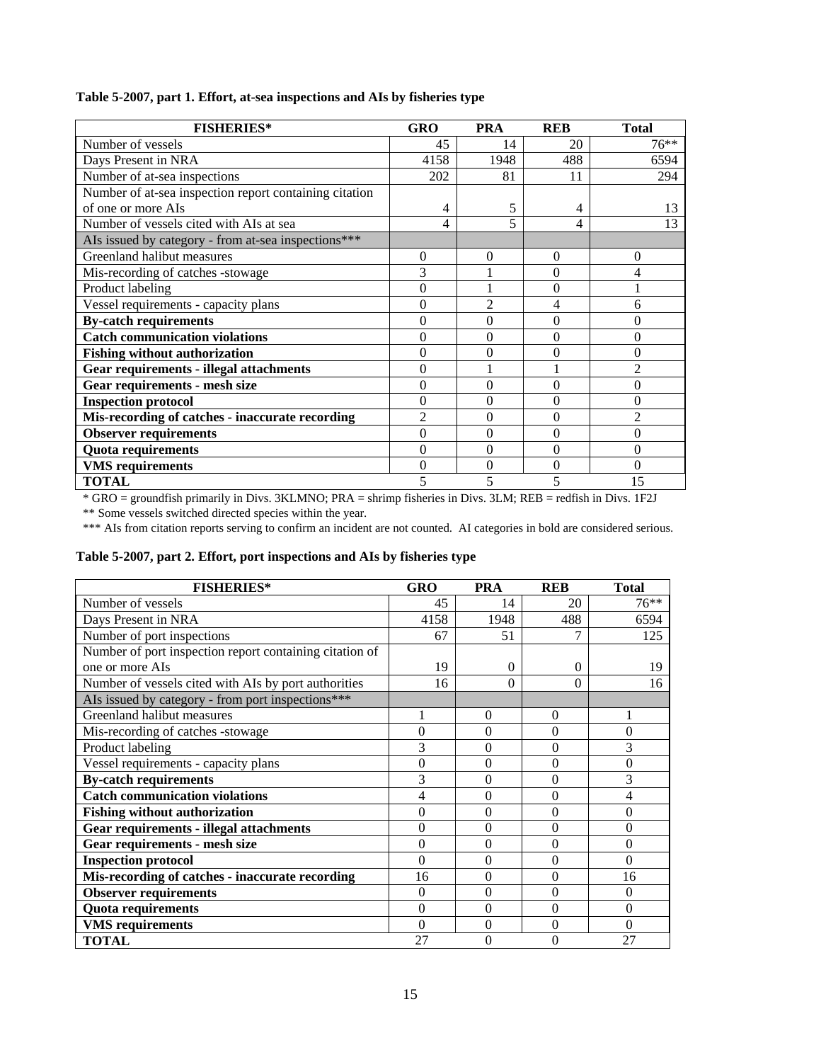**Table 5-2007, part 1. Effort, at-sea inspections and AIs by fisheries type**

| FISHERIES* | GRO | PRA | REB | Total |
|---|---|---|---|---|
| Number of vessels | 45 | 14 | 20 | 76** |
| Days Present in NRA | 4158 | 1948 | 488 | 6594 |
| Number of at-sea inspections | 202 | 81 | 11 | 294 |
| Number of at-sea inspection report containing citation of one or more AIs | 4 | 5 | 4 | 13 |
| Number of vessels cited with AIs at sea | 4 | 5 | 4 | 13 |
| AIs issued by category - from at-sea inspections*** | | | | |
| Greenland halibut measures | 0 | 0 | 0 | 0 |
| Mis-recording of catches -stowage | 3 | 1 | 0 | 4 |
| Product labeling | 0 | 1 | 0 | 1 |
| Vessel requirements - capacity plans | 0 | 2 | 4 | 6 |
| **By-catch requirements** | 0 | 0 | 0 | 0 |
| **Catch communication violations** | 0 | 0 | 0 | 0 |
| **Fishing without authorization** | 0 | 0 | 0 | 0 |
| **Gear requirements - illegal attachments** | 0 | 1 | 1 | 2 |
| **Gear requirements - mesh size** | 0 | 0 | 0 | 0 |
| **Inspection protocol** | 0 | 0 | 0 | 0 |
| **Mis-recording of catches - inaccurate recording** | 2 | 0 | 0 | 2 |
| **Observer requirements** | 0 | 0 | 0 | 0 |
| **Quota requirements** | 0 | 0 | 0 | 0 |
| **VMS requirements** | 0 | 0 | 0 | 0 |
| **TOTAL** | 5 | 5 | 5 | 15 |

\* GRO = groundfish primarily in Divs. 3KLMNO; PRA = shrimp fisheries in Divs. 3LM; REB = redfish in Divs. 1F2J

** Some vessels switched directed species within the year.

*** AIs from citation reports serving to confirm an incident are not counted. AI categories in bold are considered serious.

**Table 5-2007, part 2. Effort, port inspections and AIs by fisheries type**

| FISHERIES* | GRO | PRA | REB | Total |
|---|---|---|---|---|
| Number of vessels | 45 | 14 | 20 | 76** |
| Days Present in NRA | 4158 | 1948 | 488 | 6594 |
| Number of port inspections | 67 | 51 | 7 | 125 |
| Number of port inspection report containing citation of one or more AIs | 19 | 0 | 0 | 19 |
| Number of vessels cited with AIs by port authorities | 16 | 0 | 0 | 16 |
| AIs issued by category - from port inspections*** | | | | |
| Greenland halibut measures | 1 | 0 | 0 | 1 |
| Mis-recording of catches -stowage | 0 | 0 | 0 | 0 |
| Product labeling | 3 | 0 | 0 | 3 |
| Vessel requirements - capacity plans | 0 | 0 | 0 | 0 |
| **By-catch requirements** | 3 | 0 | 0 | 3 |
| **Catch communication violations** | 4 | 0 | 0 | 4 |
| **Fishing without authorization** | 0 | 0 | 0 | 0 |
| **Gear requirements - illegal attachments** | 0 | 0 | 0 | 0 |
| **Gear requirements - mesh size** | 0 | 0 | 0 | 0 |
| **Inspection protocol** | 0 | 0 | 0 | 0 |
| **Mis-recording of catches - inaccurate recording** | 16 | 0 | 0 | 16 |
| **Observer requirements** | 0 | 0 | 0 | 0 |
| **Quota requirements** | 0 | 0 | 0 | 0 |
| **VMS requirements** | 0 | 0 | 0 | 0 |
| **TOTAL** | 27 | 0 | 0 | 27 |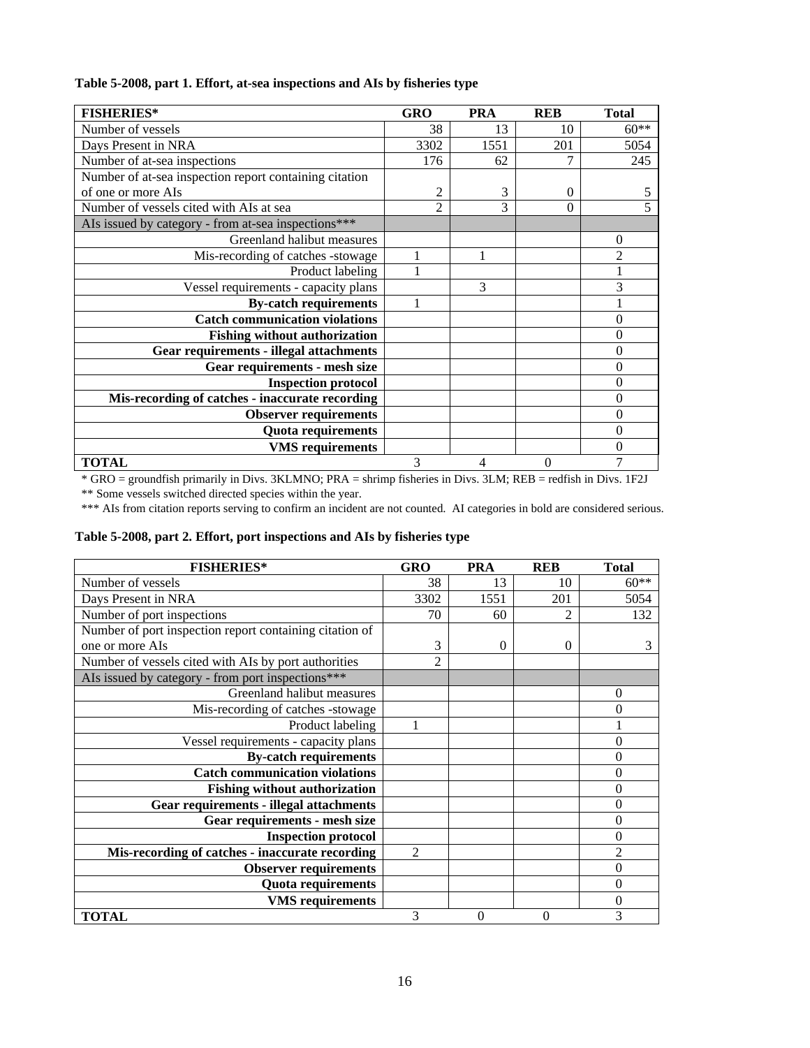**Table 5-2008, part 1. Effort, at-sea inspections and AIs by fisheries type**

| FISHERIES* | GRO | PRA | REB | Total |
|---|---|---|---|---|
| Number of vessels | 38 | 13 | 10 | 60** |
| Days Present in NRA | 3302 | 1551 | 201 | 5054 |
| Number of at-sea inspections | 176 | 62 | 7 | 245 |
| Number of at-sea inspection report containing citation of one or more AIs | 2 | 3 | 0 | 5 |
| Number of vessels cited with AIs at sea | 2 | 3 | 0 | 5 |
| AIs issued by category - from at-sea inspections*** | | | | |
| Greenland halibut measures | | | | 0 |
| Mis-recording of catches -stowage | 1 | 1 | | 2 |
| Product labeling | 1 | | | 1 |
| Vessel requirements - capacity plans | | 3 | | 3 |
| **By-catch requirements** | 1 | | | 1 |
| **Catch communication violations** | | | | 0 |
| **Fishing without authorization** | | | | 0 |
| **Gear requirements - illegal attachments** | | | | 0 |
| **Gear requirements - mesh size** | | | | 0 |
| **Inspection protocol** | | | | 0 |
| **Mis-recording of catches - inaccurate recording** | | | | 0 |
| **Observer requirements** | | | | 0 |
| **Quota requirements** | | | | 0 |
| **VMS requirements** | | | | 0 |
| **TOTAL** | 3 | 4 | 0 | 7 |

* GRO = groundfish primarily in Divs. 3KLMNO; PRA = shrimp fisheries in Divs. 3LM; REB = redfish in Divs. 1F2J

** Some vessels switched directed species within the year.

*** AIs from citation reports serving to confirm an incident are not counted. AI categories in bold are considered serious.

**Table 5-2008, part 2. Effort, port inspections and AIs by fisheries type**

| FISHERIES* | GRO | PRA | REB | Total |
|---|---|---|---|---|
| Number of vessels | 38 | 13 | 10 | 60** |
| Days Present in NRA | 3302 | 1551 | 201 | 5054 |
| Number of port inspections | 70 | 60 | 2 | 132 |
| Number of port inspection report containing citation of one or more AIs | 3 | 0 | 0 | 3 |
| Number of vessels cited with AIs by port authorities | 2 | | | |
| AIs issued by category - from port inspections*** | | | | |
| Greenland halibut measures | | | | 0 |
| Mis-recording of catches -stowage | | | | 0 |
| Product labeling | 1 | | | 1 |
| Vessel requirements - capacity plans | | | | 0 |
| **By-catch requirements** | | | | 0 |
| **Catch communication violations** | | | | 0 |
| **Fishing without authorization** | | | | 0 |
| **Gear requirements - illegal attachments** | | | | 0 |
| **Gear requirements - mesh size** | | | | 0 |
| **Inspection protocol** | | | | 0 |
| **Mis-recording of catches - inaccurate recording** | 2 | | | 2 |
| **Observer requirements** | | | | 0 |
| **Quota requirements** | | | | 0 |
| **VMS requirements** | | | | 0 |
| **TOTAL** | 3 | 0 | 0 | 3 |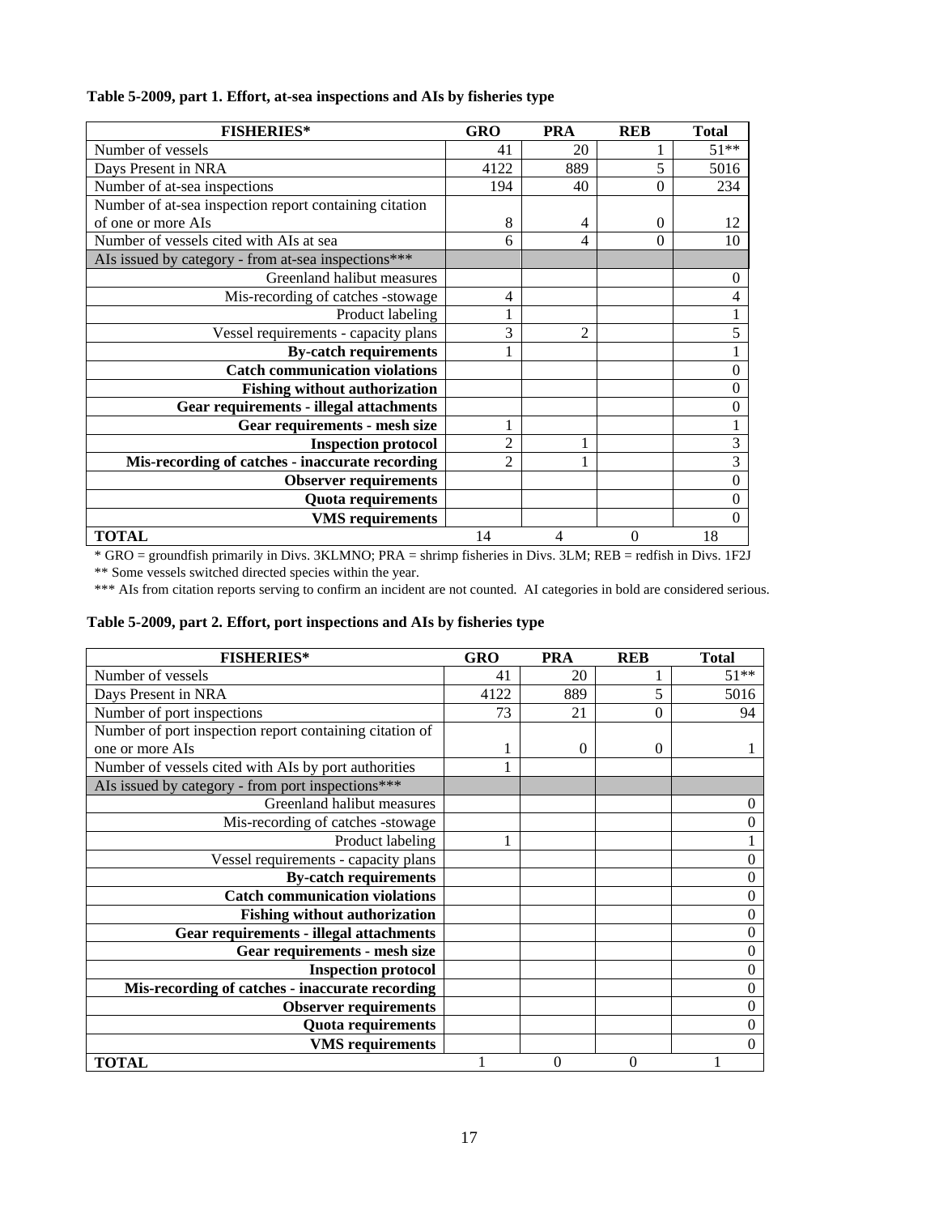**Table 5-2009, part 1. Effort, at-sea inspections and AIs by fisheries type**

| FISHERIES* | GRO | PRA | REB | Total |
|---|---|---|---|---|
| Number of vessels | 41 | 20 | 1 | 51** |
| Days Present in NRA | 4122 | 889 | 5 | 5016 |
| Number of at-sea inspections | 194 | 40 | 0 | 234 |
| Number of at-sea inspection report containing citation of one or more AIs | 8 | 4 | 0 | 12 |
| Number of vessels cited with AIs at sea | 6 | 4 | 0 | 10 |
| AIs issued by category - from at-sea inspections*** | | | | |
| Greenland halibut measures | | | | 0 |
| Mis-recording of catches -stowage | 4 | | | 4 |
| Product labeling | 1 | | | 1 |
| Vessel requirements - capacity plans | 3 | 2 | | 5 |
| **By-catch requirements** | 1 | | | 1 |
| **Catch communication violations** | | | | 0 |
| **Fishing without authorization** | | | | 0 |
| **Gear requirements - illegal attachments** | | | | 0 |
| **Gear requirements - mesh size** | 1 | | | 1 |
| **Inspection protocol** | 2 | 1 | | 3 |
| **Mis-recording of catches - inaccurate recording** | 2 | 1 | | 3 |
| **Observer requirements** | | | | 0 |
| **Quota requirements** | | | | 0 |
| **VMS requirements** | | | | 0 |
| **TOTAL** | 14 | 4 | 0 | 18 |

\* GRO = groundfish primarily in Divs. 3KLMNO; PRA = shrimp fisheries in Divs. 3LM; REB = redfish in Divs. 1F2J

** Some vessels switched directed species within the year.

*** AIs from citation reports serving to confirm an incident are not counted. AI categories in bold are considered serious.

**Table 5-2009, part 2. Effort, port inspections and AIs by fisheries type**

| FISHERIES* | GRO | PRA | REB | Total |
|---|---|---|---|---|
| Number of vessels | 41 | 20 | 1 | 51** |
| Days Present in NRA | 4122 | 889 | 5 | 5016 |
| Number of port inspections | 73 | 21 | 0 | 94 |
| Number of port inspection report containing citation of one or more AIs | 1 | 0 | 0 | 1 |
| Number of vessels cited with AIs by port authorities | 1 | | | |
| AIs issued by category - from port inspections*** | | | | |
| Greenland halibut measures | | | | 0 |
| Mis-recording of catches -stowage | | | | 0 |
| Product labeling | 1 | | | 1 |
| Vessel requirements - capacity plans | | | | 0 |
| **By-catch requirements** | | | | 0 |
| **Catch communication violations** | | | | 0 |
| **Fishing without authorization** | | | | 0 |
| **Gear requirements - illegal attachments** | | | | 0 |
| **Gear requirements - mesh size** | | | | 0 |
| **Inspection protocol** | | | | 0 |
| **Mis-recording of catches - inaccurate recording** | | | | 0 |
| **Observer requirements** | | | | 0 |
| **Quota requirements** | | | | 0 |
| **VMS requirements** | | | | 0 |
| **TOTAL** | 1 | 0 | 0 | 1 |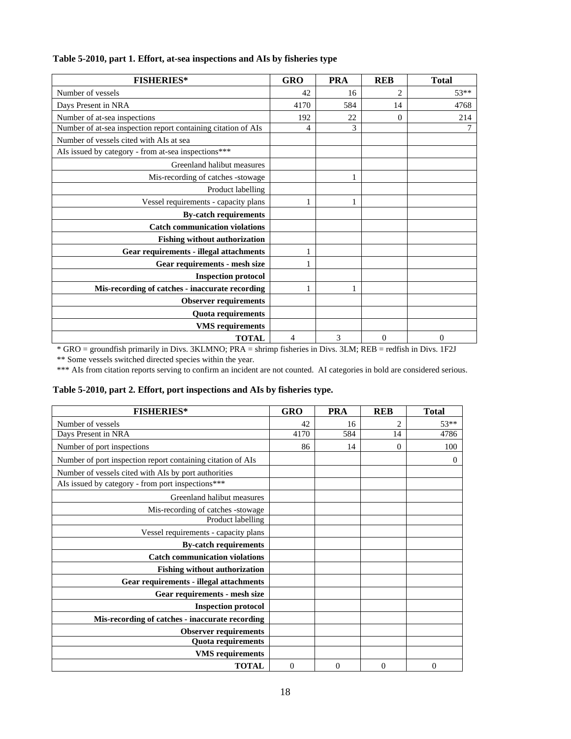**Table 5-2010, part 1. Effort, at-sea inspections and AIs by fisheries type**

| FISHERIES* | GRO | PRA | REB | Total |
|---|---|---|---|---|
| Number of vessels | 42 | 16 | 2 | 53** |
| Days Present in NRA | 4170 | 584 | 14 | 4768 |
| Number of at-sea inspections | 192 | 22 | 0 | 214 |
| Number of at-sea inspection report containing citation of AIs | 4 | 3 | | 7 |
| Number of vessels cited with AIs at sea | | | | |
| AIs issued by category - from at-sea inspections*** | | | | |
| Greenland halibut measures | | | | |
| Mis-recording of catches -stowage | | 1 | | |
| Product labelling | | | | |
| Vessel requirements - capacity plans | 1 | 1 | | |
| **By-catch requirements** | | | | |
| **Catch communication violations** | | | | |
| **Fishing without authorization** | | | | |
| **Gear requirements - illegal attachments** | 1 | | | |
| **Gear requirements - mesh size** | 1 | | | |
| **Inspection protocol** | | | | |
| **Mis-recording of catches - inaccurate recording** | 1 | 1 | | |
| **Observer requirements** | | | | |
| **Quota requirements** | | | | |
| **VMS requirements** | | | | |
| **TOTAL** | 4 | 3 | 0 | 0 |

\* GRO = groundfish primarily in Divs. 3KLMNO; PRA = shrimp fisheries in Divs. 3LM; REB = redfish in Divs. 1F2J

\** Some vessels switched directed species within the year.

\*** AIs from citation reports serving to confirm an incident are not counted. AI categories in bold are considered serious.

**Table 5-2010, part 2. Effort, port inspections and AIs by fisheries type.**

| FISHERIES* | GRO | PRA | REB | Total |
|---|---|---|---|---|
| Number of vessels | 42 | 16 | 2 | 53** |
| Days Present in NRA | 4170 | 584 | 14 | 4786 |
| Number of port inspections | 86 | 14 | 0 | 100 |
| Number of port inspection report containing citation of AIs | | | | 0 |
| Number of vessels cited with AIs by port authorities | | | | |
| AIs issued by category - from port inspections*** | | | | |
| Greenland halibut measures | | | | |
| Mis-recording of catches -stowage | | | | |
| Product labelling | | | | |
| Vessel requirements - capacity plans | | | | |
| **By-catch requirements** | | | | |
| **Catch communication violations** | | | | |
| **Fishing without authorization** | | | | |
| **Gear requirements - illegal attachments** | | | | |
| **Gear requirements - mesh size** | | | | |
| **Inspection protocol** | | | | |
| **Mis-recording of catches - inaccurate recording** | | | | |
| **Observer requirements** | | | | |
| **Quota requirements** | | | | |
| **VMS requirements** | | | | |
| **TOTAL** | 0 | 0 | 0 | 0 |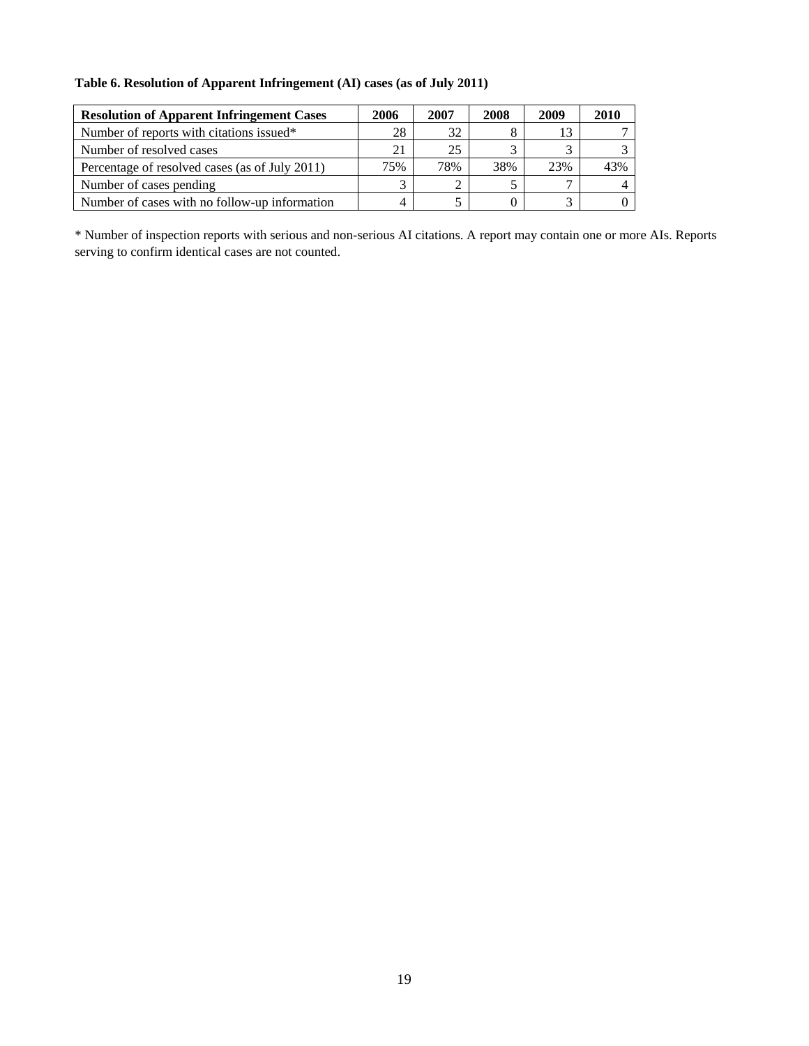**Table 6. Resolution of Apparent Infringement (AI) cases (as of July 2011)**

| Resolution of Apparent Infringement Cases | 2006 | 2007 | 2008 | 2009 | 2010 |
|---|---|---|---|---|---|
| Number of reports with citations issued* | 28 | 32 | 8 | 13 | 7 |
| Number of resolved cases | 21 | 25 | 3 | 3 | 3 |
| Percentage of resolved cases (as of July 2011) | 75% | 78% | 38% | 23% | 43% |
| Number of cases pending | 3 | 2 | 5 | 7 | 4 |
| Number of cases with no follow-up information | 4 | 5 | 0 | 3 | 0 |

* Number of inspection reports with serious and non-serious AI citations. A report may contain one or more AIs. Reports serving to confirm identical cases are not counted.